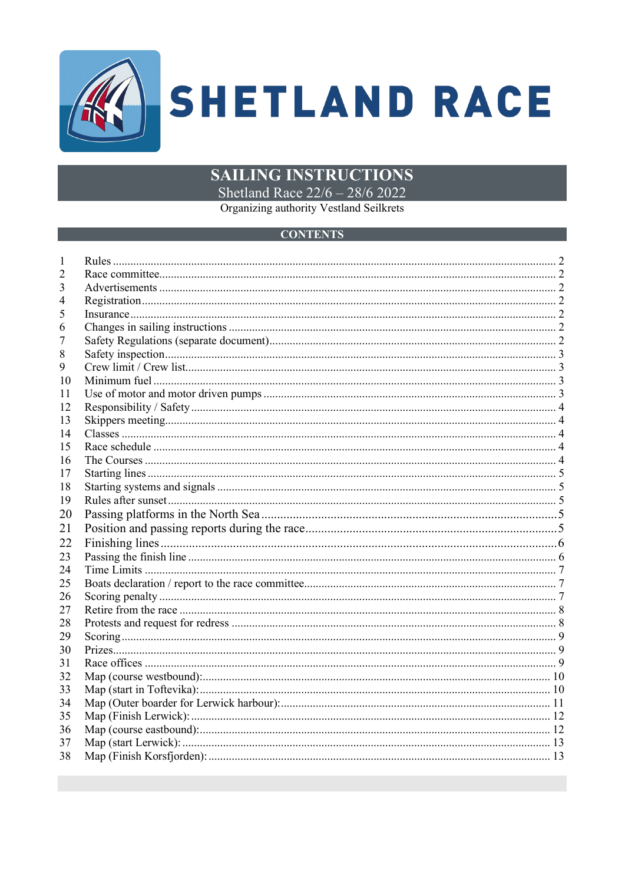# SHETLAND RACE

## SAILING INSTRUCTIONS

Shetland Race 22/6 – 28/6 2022

Organizing authority Vestland Seilkrets

## CONTENTS

| | | |
|---|---|---|
| 1 | Rules | 2 |
| 2 | Race committee | 2 |
| 3 | Advertisements | 2 |
| 4 | Registration | 2 |
| 5 | Insurance | 2 |
| 6 | Changes in sailing instructions | 2 |
| 7 | Safety Regulations (separate document) | 2 |
| 8 | Safety inspection | 3 |
| 9 | Crew limit / Crew list | 3 |
| 10 | Minimum fuel | 3 |
| 11 | Use of motor and motor driven pumps | 3 |
| 12 | Responsibility / Safety | 4 |
| 13 | Skippers meeting | 4 |
| 14 | Classes | 4 |
| 15 | Race schedule | 4 |
| 16 | The Courses | 4 |
| 17 | Starting lines | 5 |
| 18 | Starting systems and signals | 5 |
| 19 | Rules after sunset | 5 |
| 20 | Passing platforms in the North Sea | 5 |
| 21 | Position and passing reports during the race | 5 |
| 22 | Finishing lines | 6 |
| 23 | Passing the finish line | 6 |
| 24 | Time Limits | 7 |
| 25 | Boats declaration / report to the race committee | 7 |
| 26 | Scoring penalty | 7 |
| 27 | Retire from the race | 8 |
| 28 | Protests and request for redress | 8 |
| 29 | Scoring | 9 |
| 30 | Prizes | 9 |
| 31 | Race offices | 9 |
| 32 | Map (course westbound): | 10 |
| 33 | Map (start in Toftevika): | 10 |
| 34 | Map (Outer boarder for Lerwick harbour): | 11 |
| 35 | Map (Finish Lerwick): | 12 |
| 36 | Map (course eastbound): | 12 |
| 37 | Map (start Lerwick): | 13 |
| 38 | Map (Finish Korsfjorden): | 13 |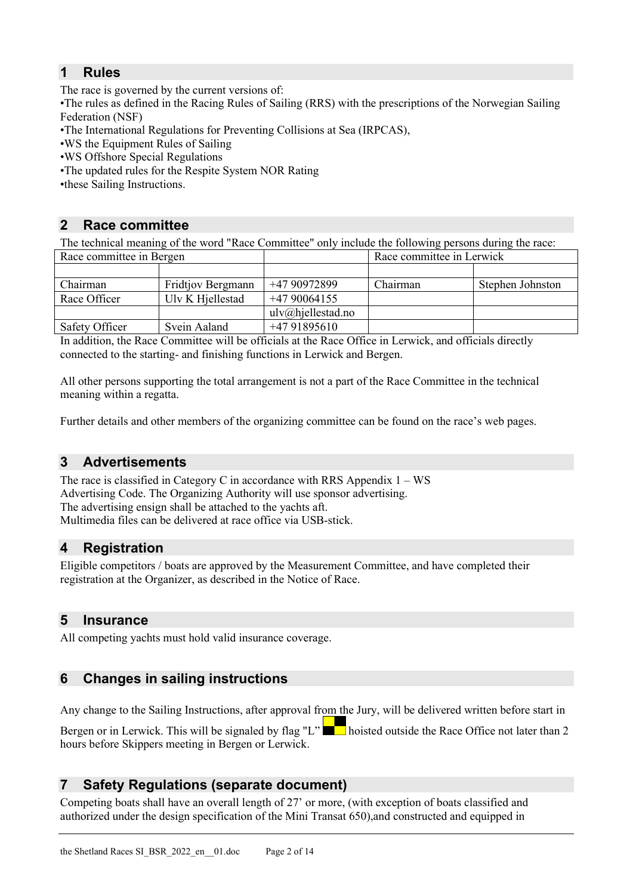## 1 Rules

The race is governed by the current versions of:

- •The rules as defined in the Racing Rules of Sailing (RRS) with the prescriptions of the Norwegian Sailing Federation (NSF)
- •The International Regulations for Preventing Collisions at Sea (IRPCAS),
- •WS the Equipment Rules of Sailing
- •WS Offshore Special Regulations
- •The updated rules for the Respite System NOR Rating
- •these Sailing Instructions.

## 2 Race committee

The technical meaning of the word "Race Committee" only include the following persons during the race:

| Race committee in Bergen | | | Race committee in Lerwick | |
|---|---|---|---|---|
| | | | | |
| Chairman | Fridtjov Bergmann | +47 90972899 | Chairman | Stephen Johnston |
| Race Officer | Ulv K Hjellestad | +47 90064155 | | |
| | | ulv@hjellestad.no | | |
| Safety Officer | Svein Aaland | +47 91895610 | | |

In addition, the Race Committee will be officials at the Race Office in Lerwick, and officials directly connected to the starting- and finishing functions in Lerwick and Bergen.

All other persons supporting the total arrangement is not a part of the Race Committee in the technical meaning within a regatta.

Further details and other members of the organizing committee can be found on the race's web pages.

## 3 Advertisements

The race is classified in Category C in accordance with RRS Appendix 1 – WS Advertising Code. The Organizing Authority will use sponsor advertising.
The advertising ensign shall be attached to the yachts aft.
Multimedia files can be delivered at race office via USB-stick.

## 4 Registration

Eligible competitors / boats are approved by the Measurement Committee, and have completed their registration at the Organizer, as described in the Notice of Race.

## 5 Insurance

All competing yachts must hold valid insurance coverage.

## 6 Changes in sailing instructions

Any change to the Sailing Instructions, after approval from the Jury, will be delivered written before start in Bergen or in Lerwick. This will be signaled by flag "L" hoisted outside the Race Office not later than 2 hours before Skippers meeting in Bergen or Lerwick.

## 7 Safety Regulations (separate document)

Competing boats shall have an overall length of 27' or more, (with exception of boats classified and authorized under the design specification of the Mini Transat 650),and constructed and equipped in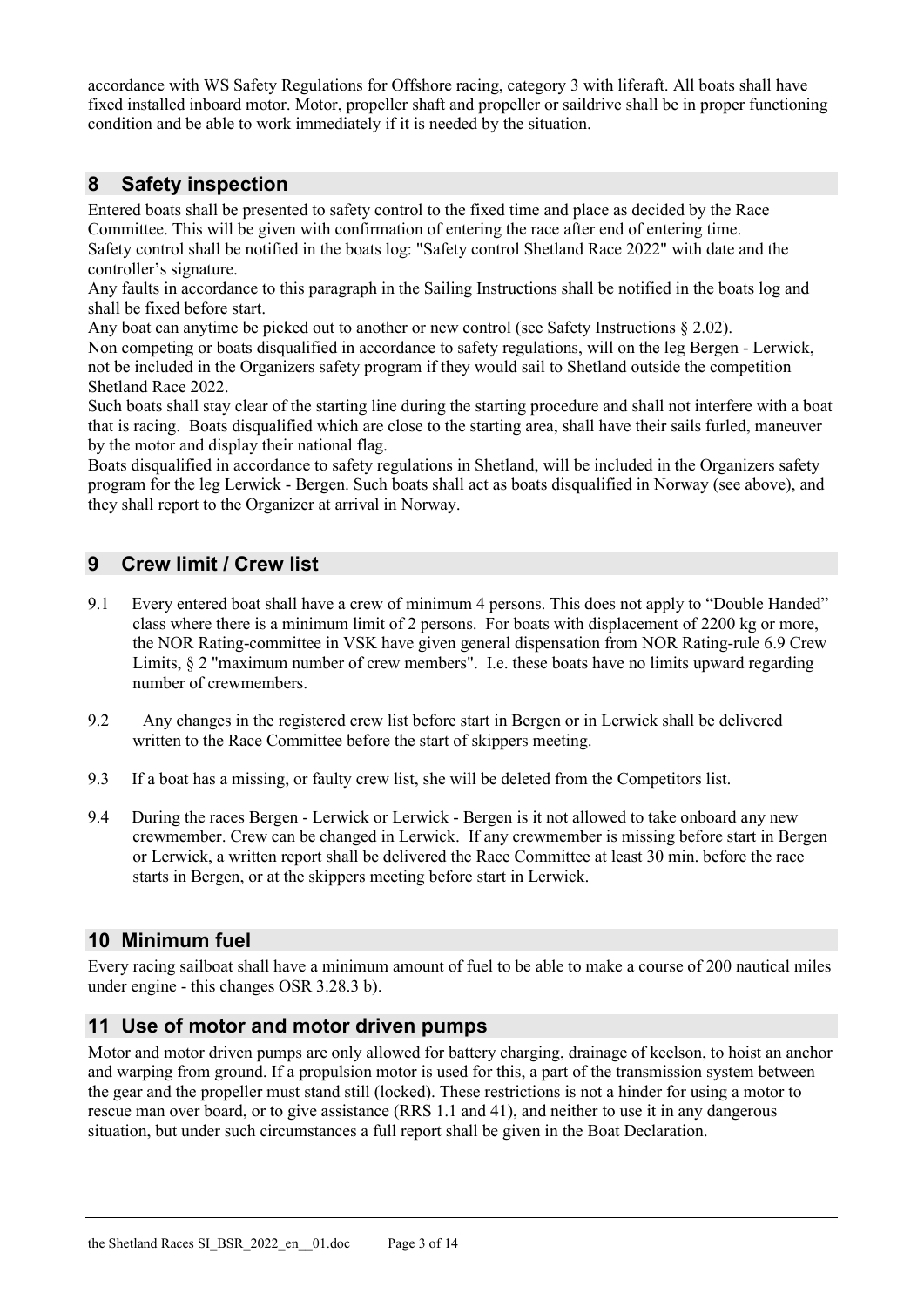accordance with WS Safety Regulations for Offshore racing, category 3 with liferaft. All boats shall have fixed installed inboard motor. Motor, propeller shaft and propeller or saildrive shall be in proper functioning condition and be able to work immediately if it is needed by the situation.

## 8 Safety inspection

Entered boats shall be presented to safety control to the fixed time and place as decided by the Race Committee. This will be given with confirmation of entering the race after end of entering time.
Safety control shall be notified in the boats log: "Safety control Shetland Race 2022" with date and the controller's signature.
Any faults in accordance to this paragraph in the Sailing Instructions shall be notified in the boats log and shall be fixed before start.
Any boat can anytime be picked out to another or new control (see Safety Instructions § 2.02).
Non competing or boats disqualified in accordance to safety regulations, will on the leg Bergen - Lerwick, not be included in the Organizers safety program if they would sail to Shetland outside the competition Shetland Race 2022.
Such boats shall stay clear of the starting line during the starting procedure and shall not interfere with a boat that is racing. Boats disqualified which are close to the starting area, shall have their sails furled, maneuver by the motor and display their national flag.
Boats disqualified in accordance to safety regulations in Shetland, will be included in the Organizers safety program for the leg Lerwick - Bergen. Such boats shall act as boats disqualified in Norway (see above), and they shall report to the Organizer at arrival in Norway.

## 9 Crew limit / Crew list

9.1 Every entered boat shall have a crew of minimum 4 persons. This does not apply to "Double Handed" class where there is a minimum limit of 2 persons. For boats with displacement of 2200 kg or more, the NOR Rating-committee in VSK have given general dispensation from NOR Rating-rule 6.9 Crew Limits, § 2 "maximum number of crew members". I.e. these boats have no limits upward regarding number of crewmembers.

9.2 Any changes in the registered crew list before start in Bergen or in Lerwick shall be delivered written to the Race Committee before the start of skippers meeting.

9.3 If a boat has a missing, or faulty crew list, she will be deleted from the Competitors list.

9.4 During the races Bergen - Lerwick or Lerwick - Bergen is it not allowed to take onboard any new crewmember. Crew can be changed in Lerwick. If any crewmember is missing before start in Bergen or Lerwick, a written report shall be delivered the Race Committee at least 30 min. before the race starts in Bergen, or at the skippers meeting before start in Lerwick.

## 10 Minimum fuel

Every racing sailboat shall have a minimum amount of fuel to be able to make a course of 200 nautical miles under engine - this changes OSR 3.28.3 b).

## 11 Use of motor and motor driven pumps

Motor and motor driven pumps are only allowed for battery charging, drainage of keelson, to hoist an anchor and warping from ground. If a propulsion motor is used for this, a part of the transmission system between the gear and the propeller must stand still (locked). These restrictions is not a hinder for using a motor to rescue man over board, or to give assistance (RRS 1.1 and 41), and neither to use it in any dangerous situation, but under such circumstances a full report shall be given in the Boat Declaration.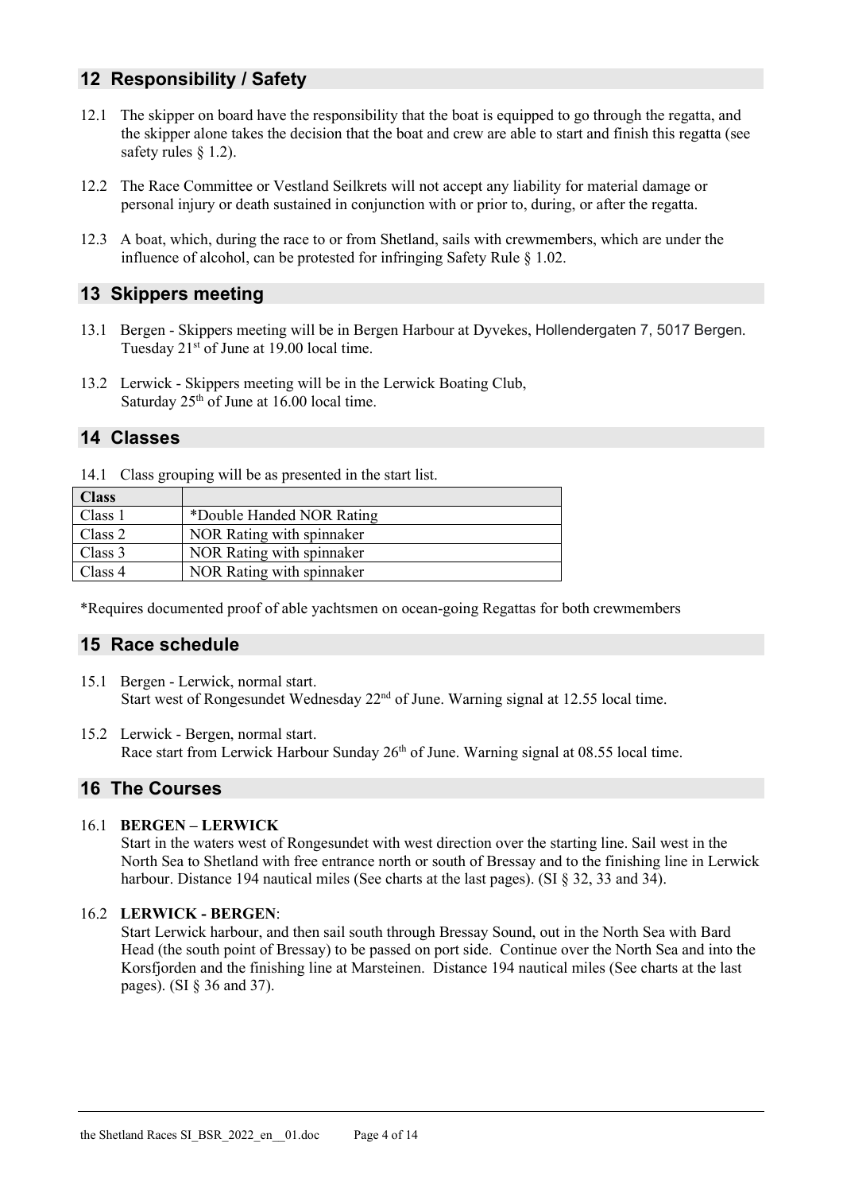## 12 Responsibility / Safety

12.1 The skipper on board have the responsibility that the boat is equipped to go through the regatta, and the skipper alone takes the decision that the boat and crew are able to start and finish this regatta (see safety rules § 1.2).

12.2 The Race Committee or Vestland Seilkrets will not accept any liability for material damage or personal injury or death sustained in conjunction with or prior to, during, or after the regatta.

12.3 A boat, which, during the race to or from Shetland, sails with crewmembers, which are under the influence of alcohol, can be protested for infringing Safety Rule § 1.02.

## 13 Skippers meeting

13.1 Bergen - Skippers meeting will be in Bergen Harbour at Dyvekes, Hollendergaten 7, 5017 Bergen. Tuesday 21st of June at 19.00 local time.

13.2 Lerwick - Skippers meeting will be in the Lerwick Boating Club, Saturday 25th of June at 16.00 local time.

## 14 Classes

14.1 Class grouping will be as presented in the start list.

| Class | |
|---|---|
| Class 1 | *Double Handed NOR Rating |
| Class 2 | NOR Rating with spinnaker |
| Class 3 | NOR Rating with spinnaker |
| Class 4 | NOR Rating with spinnaker |

*Requires documented proof of able yachtsmen on ocean-going Regattas for both crewmembers

## 15 Race schedule

15.1 Bergen - Lerwick, normal start.
Start west of Rongesundet Wednesday 22nd of June. Warning signal at 12.55 local time.

15.2 Lerwick - Bergen, normal start.
Race start from Lerwick Harbour Sunday 26th of June. Warning signal at 08.55 local time.

## 16 The Courses

16.1 **BERGEN – LERWICK**
Start in the waters west of Rongesundet with west direction over the starting line. Sail west in the North Sea to Shetland with free entrance north or south of Bressay and to the finishing line in Lerwick harbour. Distance 194 nautical miles (See charts at the last pages). (SI § 32, 33 and 34).

16.2 **LERWICK - BERGEN**:
Start Lerwick harbour, and then sail south through Bressay Sound, out in the North Sea with Bard Head (the south point of Bressay) to be passed on port side. Continue over the North Sea and into the Korsfjorden and the finishing line at Marsteinen. Distance 194 nautical miles (See charts at the last pages). (SI § 36 and 37).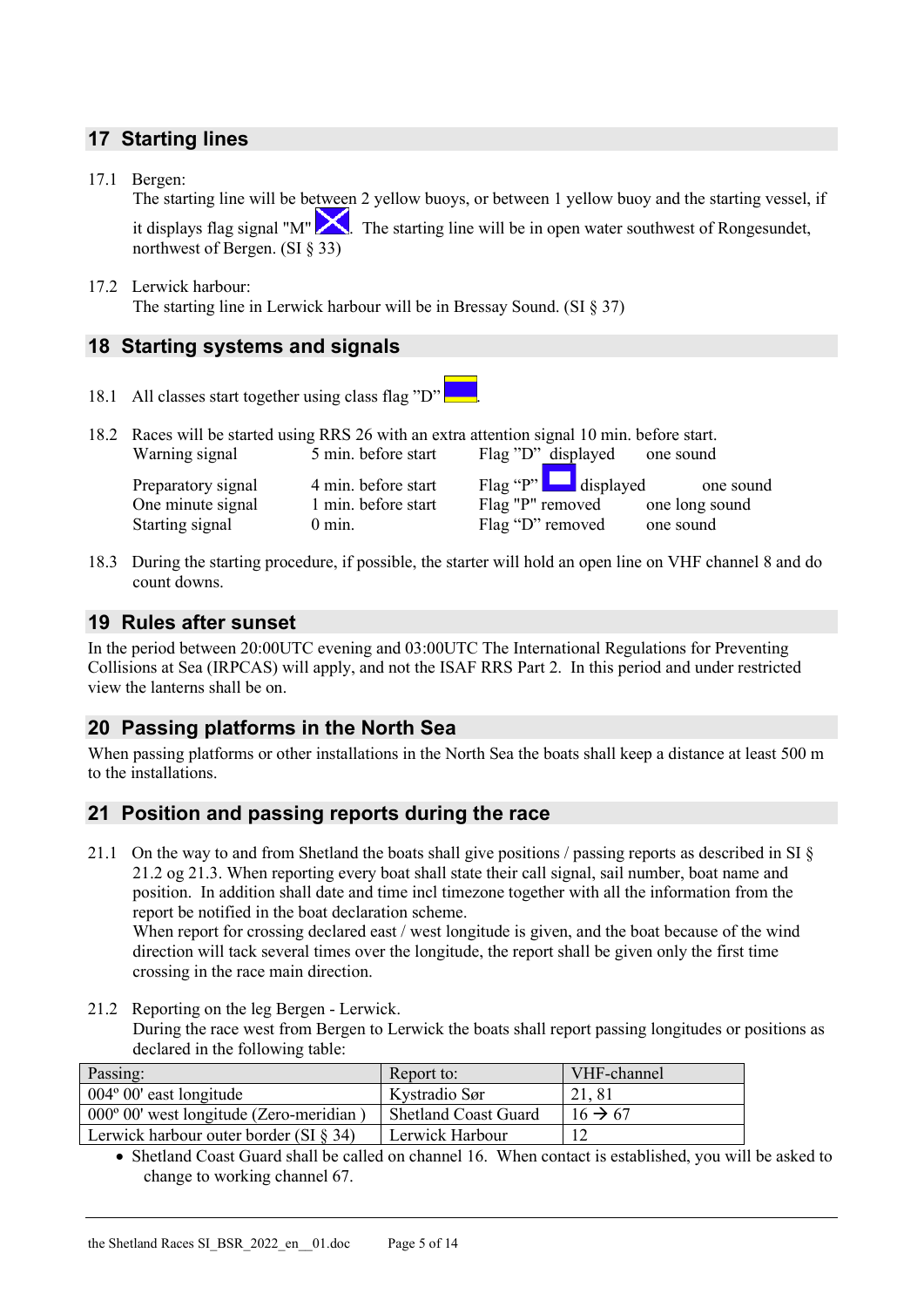## 17 Starting lines

17.1 Bergen:
The starting line will be between 2 yellow buoys, or between 1 yellow buoy and the starting vessel, if it displays flag signal "M". The starting line will be in open water southwest of Rongesundet, northwest of Bergen. (SI § 33)

17.2 Lerwick harbour:
The starting line in Lerwick harbour will be in Bressay Sound. (SI § 37)

## 18 Starting systems and signals

18.1 All classes start together using class flag "D".

18.2 Races will be started using RRS 26 with an extra attention signal 10 min. before start.

| | | | |
|---|---|---|---|
| Warning signal | 5 min. before start | Flag "D" displayed | one sound |
| Preparatory signal | 4 min. before start | Flag "P" displayed | one sound |
| One minute signal | 1 min. before start | Flag "P" removed | one long sound |
| Starting signal | 0 min. | Flag "D" removed | one sound |

18.3 During the starting procedure, if possible, the starter will hold an open line on VHF channel 8 and do count downs.

## 19 Rules after sunset

In the period between 20:00UTC evening and 03:00UTC The International Regulations for Preventing Collisions at Sea (IRPCAS) will apply, and not the ISAF RRS Part 2. In this period and under restricted view the lanterns shall be on.

## 20 Passing platforms in the North Sea

When passing platforms or other installations in the North Sea the boats shall keep a distance at least 500 m to the installations.

## 21 Position and passing reports during the race

21.1 On the way to and from Shetland the boats shall give positions / passing reports as described in SI § 21.2 og 21.3. When reporting every boat shall state their call signal, sail number, boat name and position. In addition shall date and time incl timezone together with all the information from the report be notified in the boat declaration scheme.
When report for crossing declared east / west longitude is given, and the boat because of the wind direction will tack several times over the longitude, the report shall be given only the first time crossing in the race main direction.

21.2 Reporting on the leg Bergen - Lerwick.
During the race west from Bergen to Lerwick the boats shall report passing longitudes or positions as declared in the following table:

| Passing: | Report to: | VHF-channel |
|---|---|---|
| 004º 00' east longitude | Kystradio Sør | 21, 81 |
| 000º 00' west longitude (Zero-meridian ) | Shetland Coast Guard | 16 → 67 |
| Lerwick harbour outer border (SI § 34) | Lerwick Harbour | 12 |

- Shetland Coast Guard shall be called on channel 16. When contact is established, you will be asked to change to working channel 67.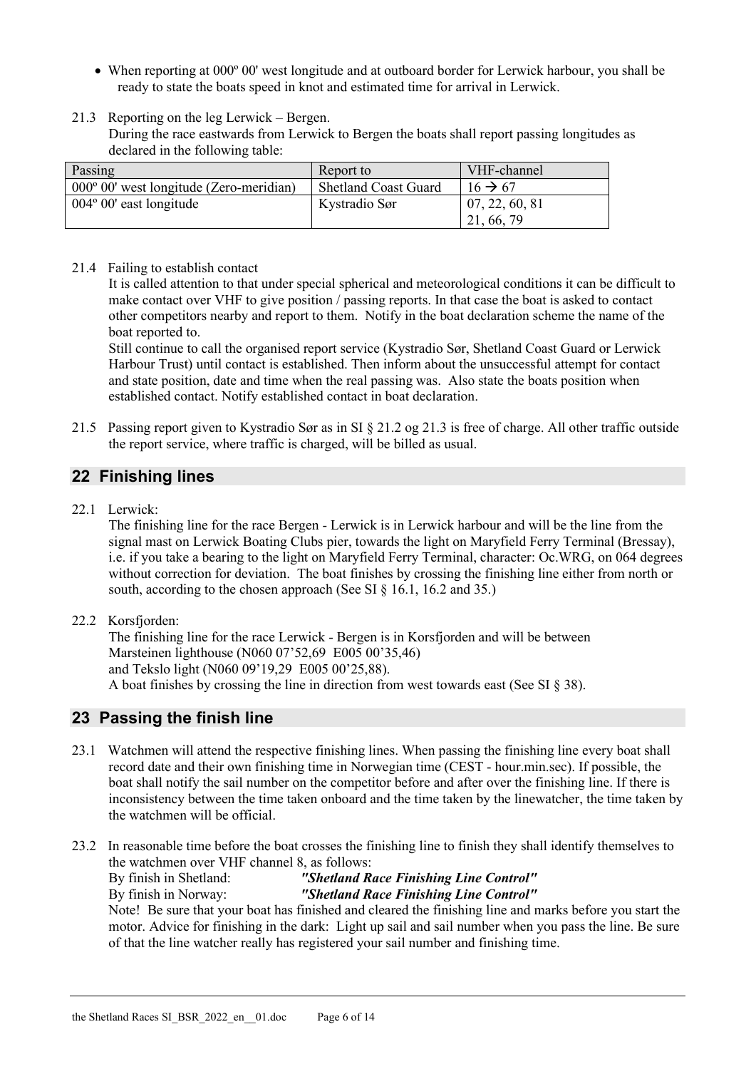- When reporting at 000º 00' west longitude and at outboard border for Lerwick harbour, you shall be ready to state the boats speed in knot and estimated time for arrival in Lerwick.

21.3 Reporting on the leg Lerwick – Bergen.
During the race eastwards from Lerwick to Bergen the boats shall report passing longitudes as declared in the following table:

| Passing | Report to | VHF-channel |
|---|---|---|
| 000º 00' west longitude (Zero-meridian) | Shetland Coast Guard | 16 → 67 |
| 004º 00' east longitude | Kystradio Sør | 07, 22, 60, 81 21, 66, 79 |

21.4 Failing to establish contact
It is called attention to that under special spherical and meteorological conditions it can be difficult to make contact over VHF to give position / passing reports. In that case the boat is asked to contact other competitors nearby and report to them. Notify in the boat declaration scheme the name of the boat reported to.
Still continue to call the organised report service (Kystradio Sør, Shetland Coast Guard or Lerwick Harbour Trust) until contact is established. Then inform about the unsuccessful attempt for contact and state position, date and time when the real passing was. Also state the boats position when established contact. Notify established contact in boat declaration.

21.5 Passing report given to Kystradio Sør as in SI § 21.2 og 21.3 is free of charge. All other traffic outside the report service, where traffic is charged, will be billed as usual.

## 22 Finishing lines

22.1 Lerwick:
The finishing line for the race Bergen - Lerwick is in Lerwick harbour and will be the line from the signal mast on Lerwick Boating Clubs pier, towards the light on Maryfield Ferry Terminal (Bressay), i.e. if you take a bearing to the light on Maryfield Ferry Terminal, character: Oc.WRG, on 064 degrees without correction for deviation. The boat finishes by crossing the finishing line either from north or south, according to the chosen approach (See SI § 16.1, 16.2 and 35.)

22.2 Korsfjorden:
The finishing line for the race Lerwick - Bergen is in Korsfjorden and will be between
Marsteinen lighthouse (N060 07'52,69 E005 00'35,46)
and Tekslo light (N060 09'19,29 E005 00'25,88).
A boat finishes by crossing the line in direction from west towards east (See SI § 38).

## 23 Passing the finish line

23.1 Watchmen will attend the respective finishing lines. When passing the finishing line every boat shall record date and their own finishing time in Norwegian time (CEST - hour.min.sec). If possible, the boat shall notify the sail number on the competitor before and after over the finishing line. If there is inconsistency between the time taken onboard and the time taken by the linewatcher, the time taken by the watchmen will be official.

23.2 In reasonable time before the boat crosses the finishing line to finish they shall identify themselves to the watchmen over VHF channel 8, as follows:
By finish in Shetland: ***"Shetland Race Finishing Line Control"***
By finish in Norway: ***"Shetland Race Finishing Line Control"***
Note! Be sure that your boat has finished and cleared the finishing line and marks before you start the motor. Advice for finishing in the dark: Light up sail and sail number when you pass the line. Be sure of that the line watcher really has registered your sail number and finishing time.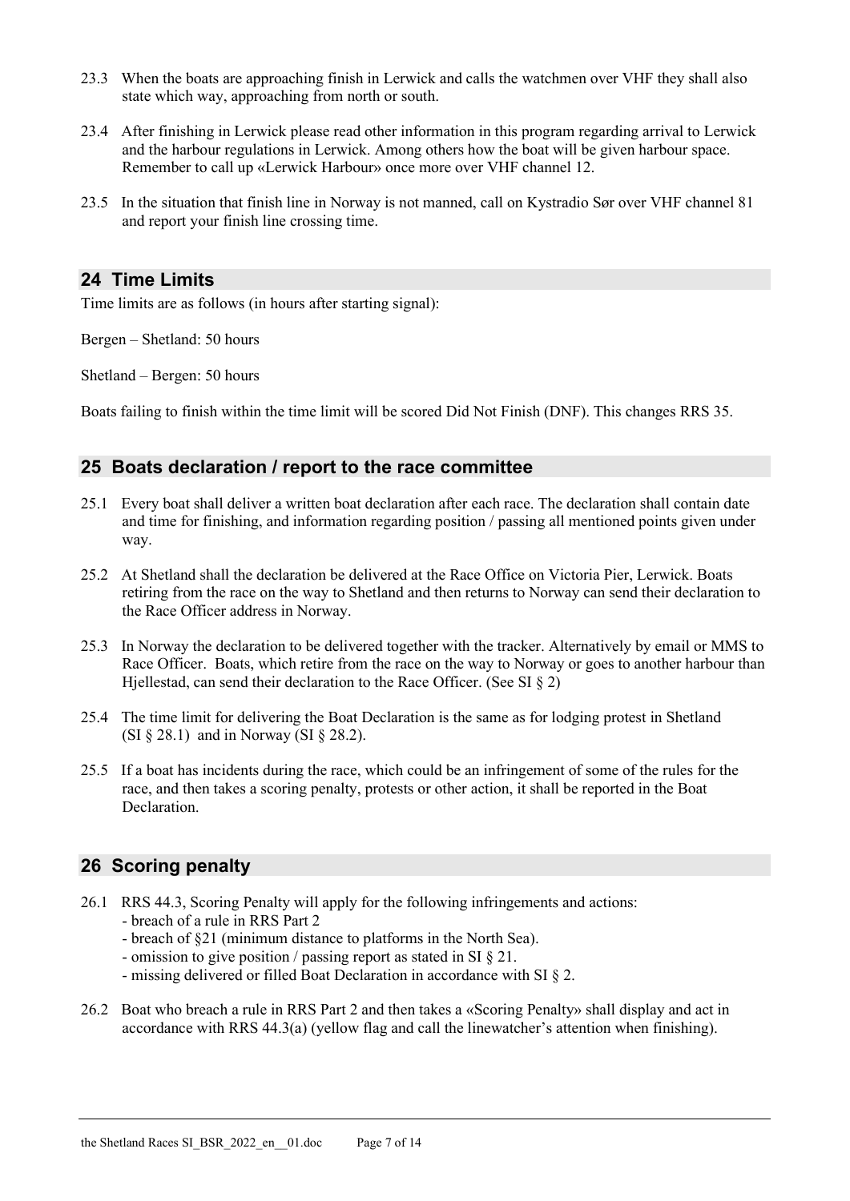23.3 When the boats are approaching finish in Lerwick and calls the watchmen over VHF they shall also state which way, approaching from north or south.

23.4 After finishing in Lerwick please read other information in this program regarding arrival to Lerwick and the harbour regulations in Lerwick. Among others how the boat will be given harbour space. Remember to call up «Lerwick Harbour» once more over VHF channel 12.

23.5 In the situation that finish line in Norway is not manned, call on Kystradio Sør over VHF channel 81 and report your finish line crossing time.

## 24 Time Limits

Time limits are as follows (in hours after starting signal):

Bergen – Shetland: 50 hours

Shetland – Bergen: 50 hours

Boats failing to finish within the time limit will be scored Did Not Finish (DNF). This changes RRS 35.

## 25 Boats declaration / report to the race committee

25.1 Every boat shall deliver a written boat declaration after each race. The declaration shall contain date and time for finishing, and information regarding position / passing all mentioned points given under way.

25.2 At Shetland shall the declaration be delivered at the Race Office on Victoria Pier, Lerwick. Boats retiring from the race on the way to Shetland and then returns to Norway can send their declaration to the Race Officer address in Norway.

25.3 In Norway the declaration to be delivered together with the tracker. Alternatively by email or MMS to Race Officer. Boats, which retire from the race on the way to Norway or goes to another harbour than Hjellestad, can send their declaration to the Race Officer. (See SI § 2)

25.4 The time limit for delivering the Boat Declaration is the same as for lodging protest in Shetland (SI § 28.1) and in Norway (SI § 28.2).

25.5 If a boat has incidents during the race, which could be an infringement of some of the rules for the race, and then takes a scoring penalty, protests or other action, it shall be reported in the Boat Declaration.

## 26 Scoring penalty

26.1 RRS 44.3, Scoring Penalty will apply for the following infringements and actions:
- breach of a rule in RRS Part 2
- breach of §21 (minimum distance to platforms in the North Sea).
- omission to give position / passing report as stated in SI § 21.
- missing delivered or filled Boat Declaration in accordance with SI § 2.

26.2 Boat who breach a rule in RRS Part 2 and then takes a «Scoring Penalty» shall display and act in accordance with RRS 44.3(a) (yellow flag and call the linewatcher's attention when finishing).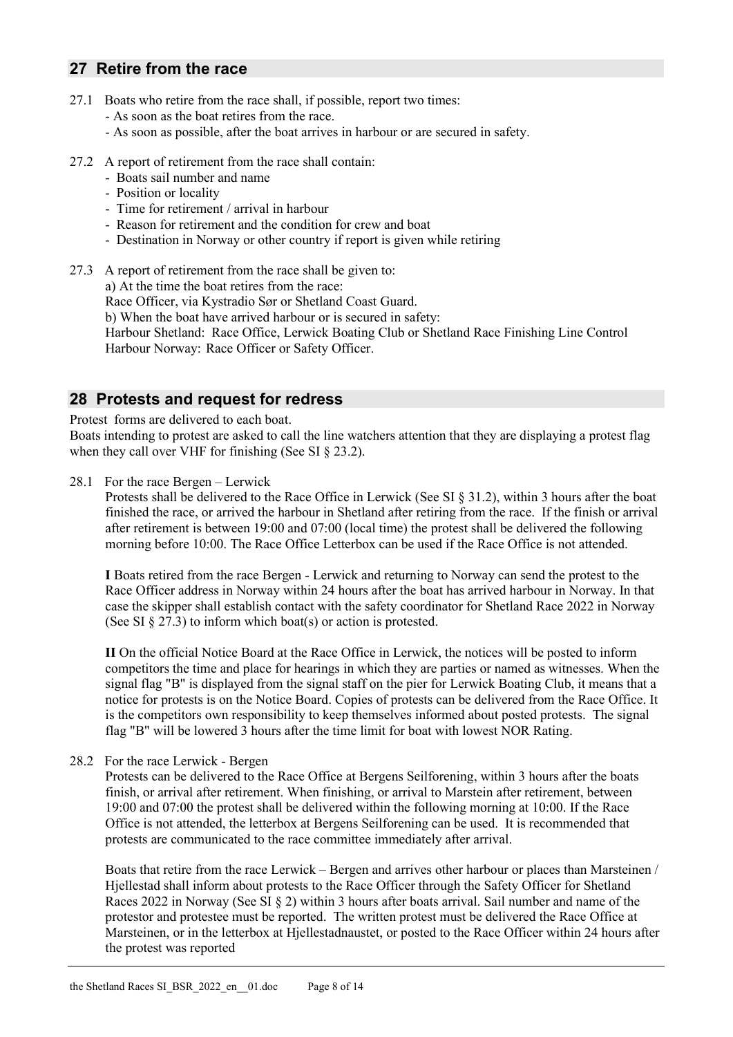## 27 Retire from the race

27.1 Boats who retire from the race shall, if possible, report two times:
- As soon as the boat retires from the race.
- As soon as possible, after the boat arrives in harbour or are secured in safety.

27.2 A report of retirement from the race shall contain:
- Boats sail number and name
- Position or locality
- Time for retirement / arrival in harbour
- Reason for retirement and the condition for crew and boat
- Destination in Norway or other country if report is given while retiring

27.3 A report of retirement from the race shall be given to:
a) At the time the boat retires from the race:
Race Officer, via Kystradio Sør or Shetland Coast Guard.
b) When the boat have arrived harbour or is secured in safety:
Harbour Shetland: Race Office, Lerwick Boating Club or Shetland Race Finishing Line Control
Harbour Norway: Race Officer or Safety Officer.

## 28 Protests and request for redress

Protest forms are delivered to each boat.
Boats intending to protest are asked to call the line watchers attention that they are displaying a protest flag when they call over VHF for finishing (See SI § 23.2).

28.1 For the race Bergen – Lerwick
Protests shall be delivered to the Race Office in Lerwick (See SI § 31.2), within 3 hours after the boat finished the race, or arrived the harbour in Shetland after retiring from the race. If the finish or arrival after retirement is between 19:00 and 07:00 (local time) the protest shall be delivered the following morning before 10:00. The Race Office Letterbox can be used if the Race Office is not attended.

**I** Boats retired from the race Bergen - Lerwick and returning to Norway can send the protest to the Race Officer address in Norway within 24 hours after the boat has arrived harbour in Norway. In that case the skipper shall establish contact with the safety coordinator for Shetland Race 2022 in Norway (See SI § 27.3) to inform which boat(s) or action is protested.

**II** On the official Notice Board at the Race Office in Lerwick, the notices will be posted to inform competitors the time and place for hearings in which they are parties or named as witnesses. When the signal flag "B" is displayed from the signal staff on the pier for Lerwick Boating Club, it means that a notice for protests is on the Notice Board. Copies of protests can be delivered from the Race Office. It is the competitors own responsibility to keep themselves informed about posted protests. The signal flag "B" will be lowered 3 hours after the time limit for boat with lowest NOR Rating.

28.2 For the race Lerwick - Bergen
Protests can be delivered to the Race Office at Bergens Seilforening, within 3 hours after the boats finish, or arrival after retirement. When finishing, or arrival to Marstein after retirement, between 19:00 and 07:00 the protest shall be delivered within the following morning at 10:00. If the Race Office is not attended, the letterbox at Bergens Seilforening can be used. It is recommended that protests are communicated to the race committee immediately after arrival.

Boats that retire from the race Lerwick – Bergen and arrives other harbour or places than Marsteinen / Hjellestad shall inform about protests to the Race Officer through the Safety Officer for Shetland Races 2022 in Norway (See SI § 2) within 3 hours after boats arrival. Sail number and name of the protestor and protestee must be reported. The written protest must be delivered the Race Office at Marsteinen, or in the letterbox at Hjellestadnaustet, or posted to the Race Officer within 24 hours after the protest was reported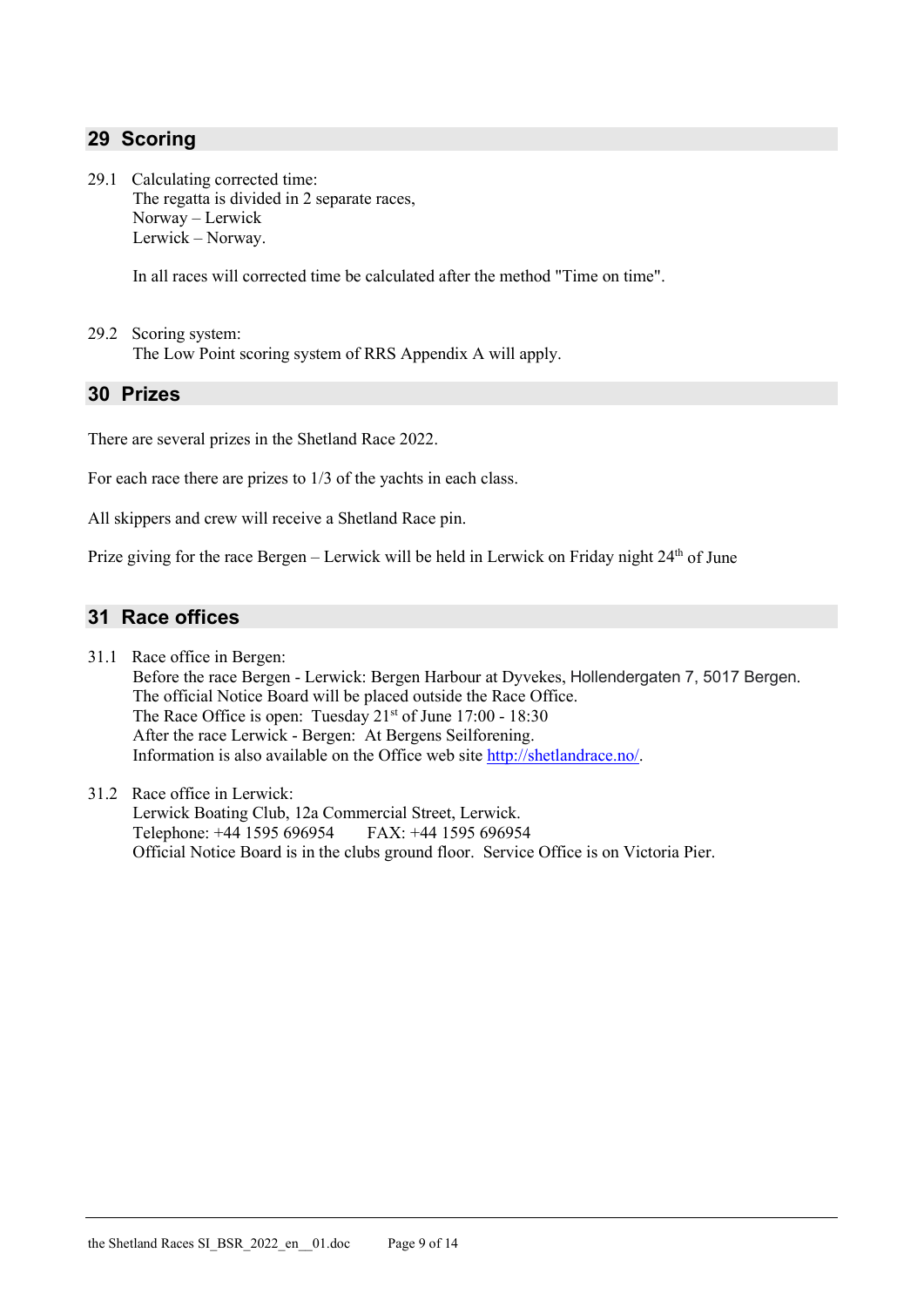## 29 Scoring

29.1 Calculating corrected time:
The regatta is divided in 2 separate races,
Norway – Lerwick
Lerwick – Norway.

In all races will corrected time be calculated after the method "Time on time".

29.2 Scoring system:
The Low Point scoring system of RRS Appendix A will apply.

## 30 Prizes

There are several prizes in the Shetland Race 2022.

For each race there are prizes to 1/3 of the yachts in each class.

All skippers and crew will receive a Shetland Race pin.

Prize giving for the race Bergen – Lerwick will be held in Lerwick on Friday night 24th of June

## 31 Race offices

31.1 Race office in Bergen:
Before the race Bergen - Lerwick: Bergen Harbour at Dyvekes, Hollendergaten 7, 5017 Bergen.
The official Notice Board will be placed outside the Race Office.
The Race Office is open: Tuesday 21st of June 17:00 - 18:30
After the race Lerwick - Bergen: At Bergens Seilforening.
Information is also available on the Office web site http://shetlandrace.no/.

31.2 Race office in Lerwick:
Lerwick Boating Club, 12a Commercial Street, Lerwick.
Telephone: +44 1595 696954 FAX: +44 1595 696954
Official Notice Board is in the clubs ground floor. Service Office is on Victoria Pier.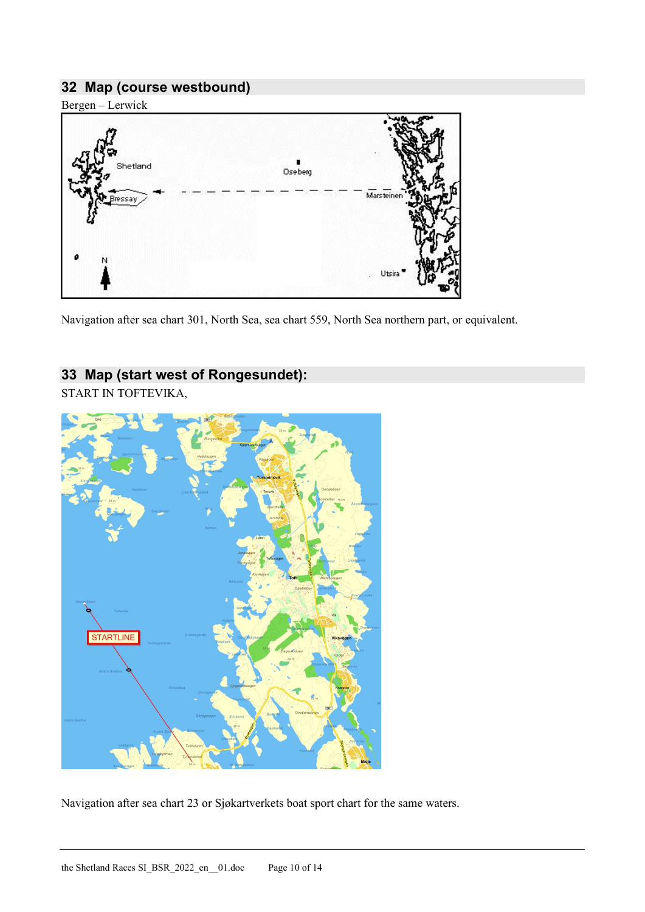## 32 Map (course westbound)

Bergen – Lerwick

Navigation after sea chart 301, North Sea, sea chart 559, North Sea northern part, or equivalent.

## 33 Map (start west of Rongesundet):

START IN TOFTEVIKA,

Navigation after sea chart 23 or Sjøkartverkets boat sport chart for the same waters.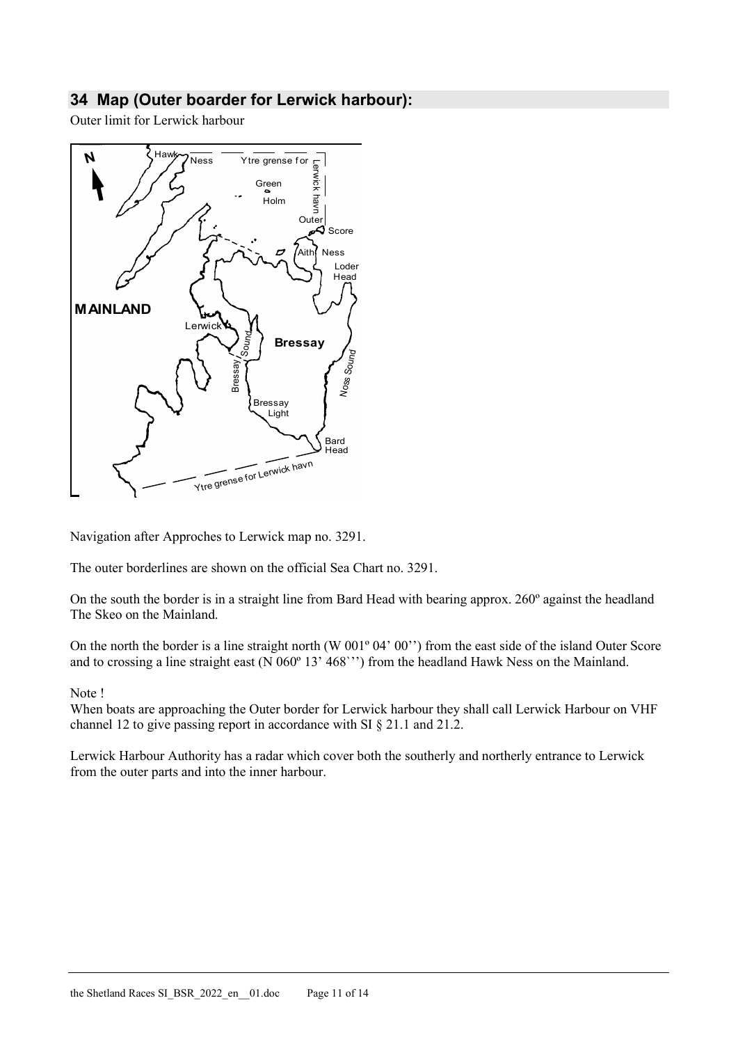## 34 Map (Outer boarder for Lerwick harbour):

Outer limit for Lerwick harbour

Navigation after Approches to Lerwick map no. 3291.

The outer borderlines are shown on the official Sea Chart no. 3291.

On the south the border is in a straight line from Bard Head with bearing approx. 260º against the headland The Skeo on the Mainland.

On the north the border is a line straight north (W 001º 04' 00'') from the east side of the island Outer Score and to crossing a line straight east (N 060º 13' 468`'') from the headland Hawk Ness on the Mainland.

Note !

When boats are approaching the Outer border for Lerwick harbour they shall call Lerwick Harbour on VHF channel 12 to give passing report in accordance with SI § 21.1 and 21.2.

Lerwick Harbour Authority has a radar which cover both the southerly and northerly entrance to Lerwick from the outer parts and into the inner harbour.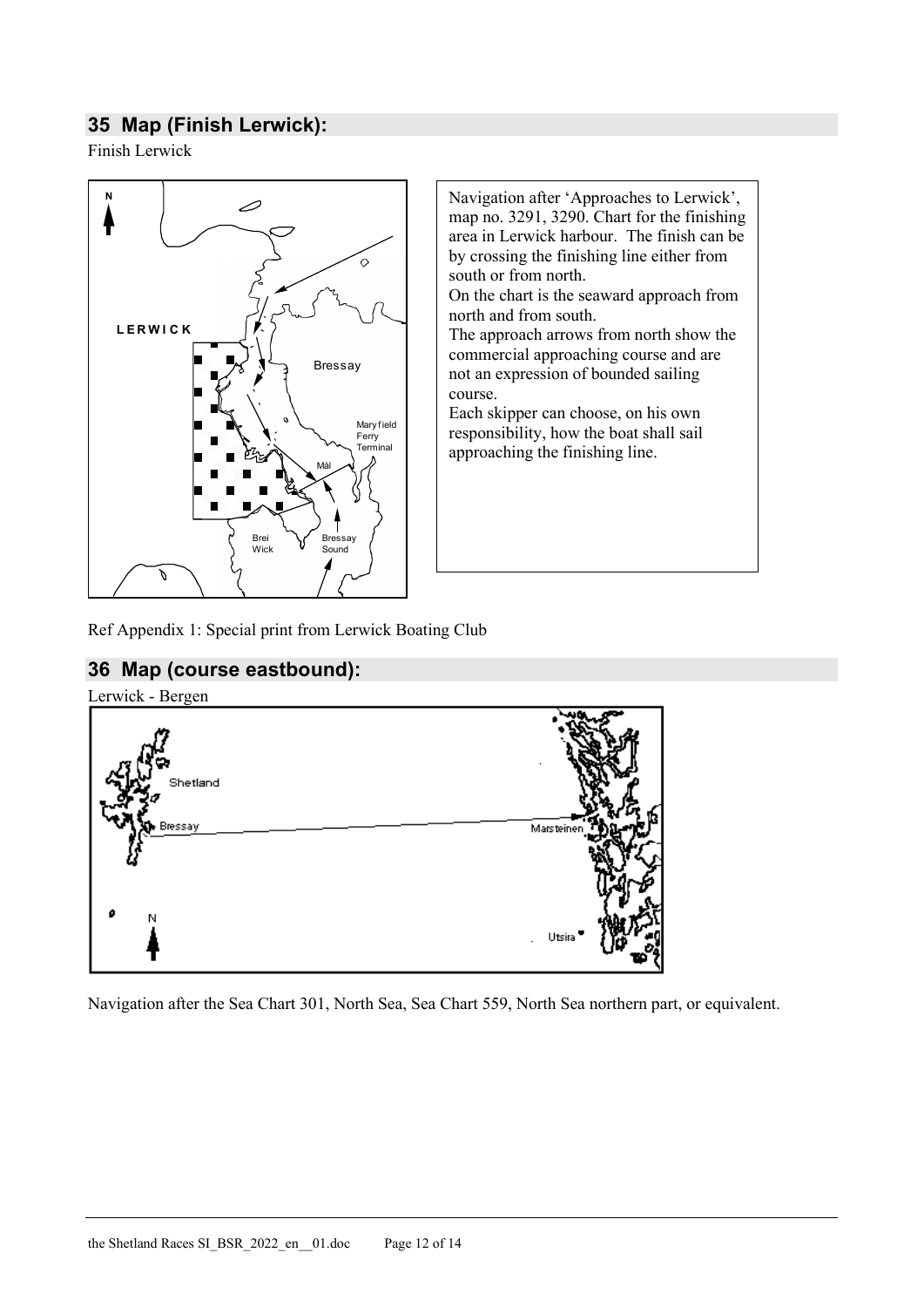## 35 Map (Finish Lerwick):

Finish Lerwick

Navigation after 'Approaches to Lerwick', map no. 3291, 3290. Chart for the finishing area in Lerwick harbour. The finish can be by crossing the finishing line either from south or from north.

On the chart is the seaward approach from north and from south.

The approach arrows from north show the commercial approaching course and are not an expression of bounded sailing course.

Each skipper can choose, on his own responsibility, how the boat shall sail approaching the finishing line.

Ref Appendix 1: Special print from Lerwick Boating Club

## 36 Map (course eastbound):

Lerwick - Bergen

Navigation after the Sea Chart 301, North Sea, Sea Chart 559, North Sea northern part, or equivalent.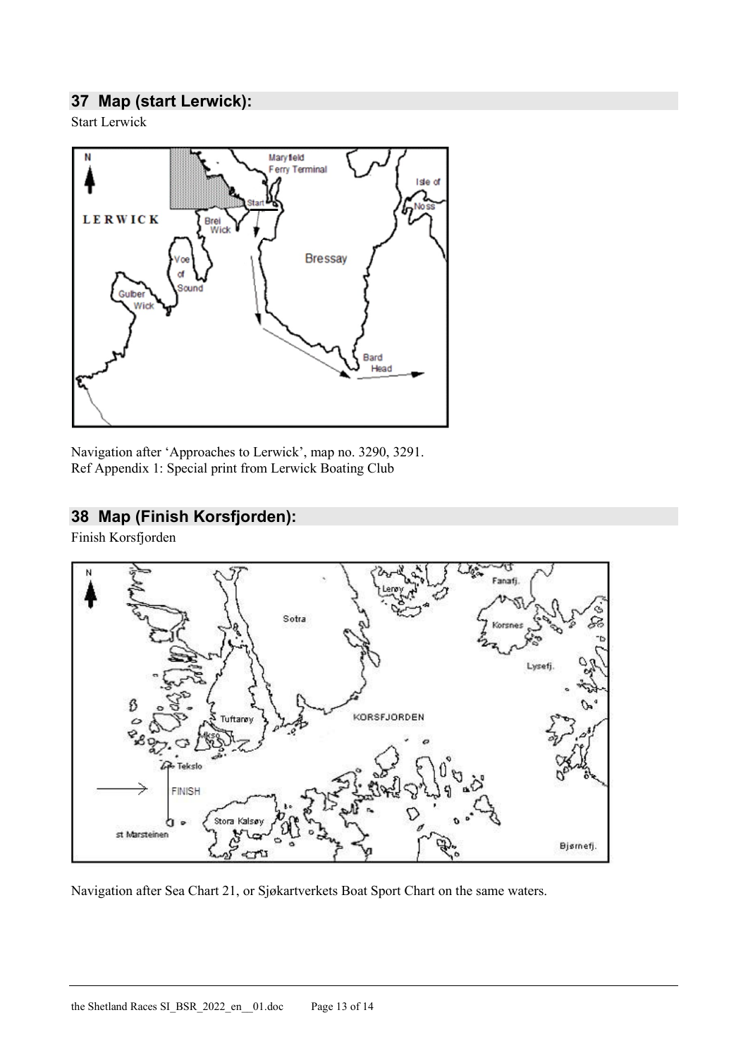## 37 Map (start Lerwick):

Start Lerwick

Navigation after 'Approaches to Lerwick', map no. 3290, 3291.
Ref Appendix 1: Special print from Lerwick Boating Club

## 38 Map (Finish Korsfjorden):

Finish Korsfjorden

Navigation after Sea Chart 21, or Sjøkartverkets Boat Sport Chart on the same waters.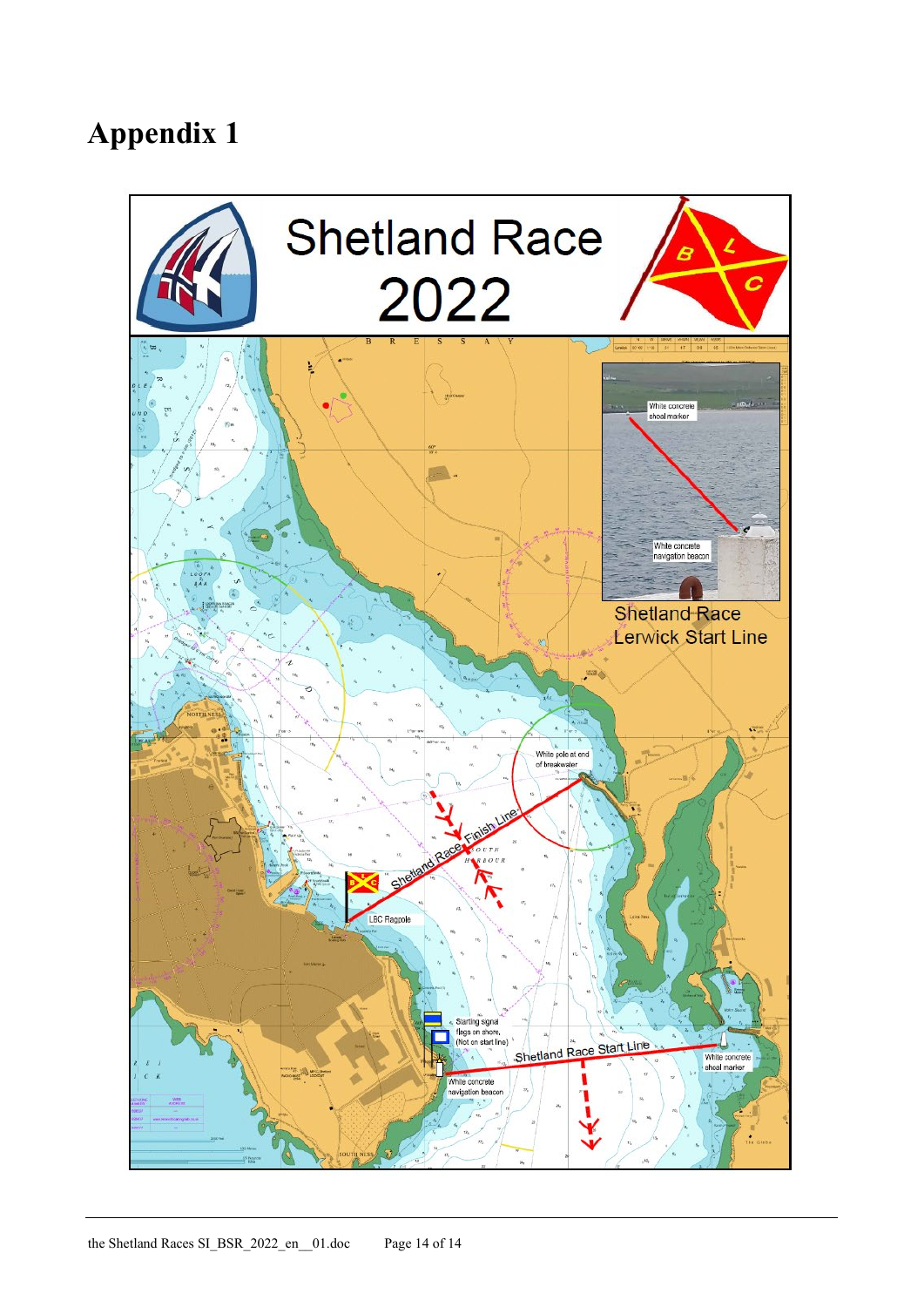# Appendix 1

Shetland Race
2022

Shetland Race
Lerwick Start Line

White concrete shoal marker

White concrete navigation beacon

White pole at end of breakwater

Shetland Race Finish Line

LBC Ragpole

Starting signal flags on shore. (Not on start line)

Shetland Race Start Line

White concrete shoal marker

White concrete navigation beacon